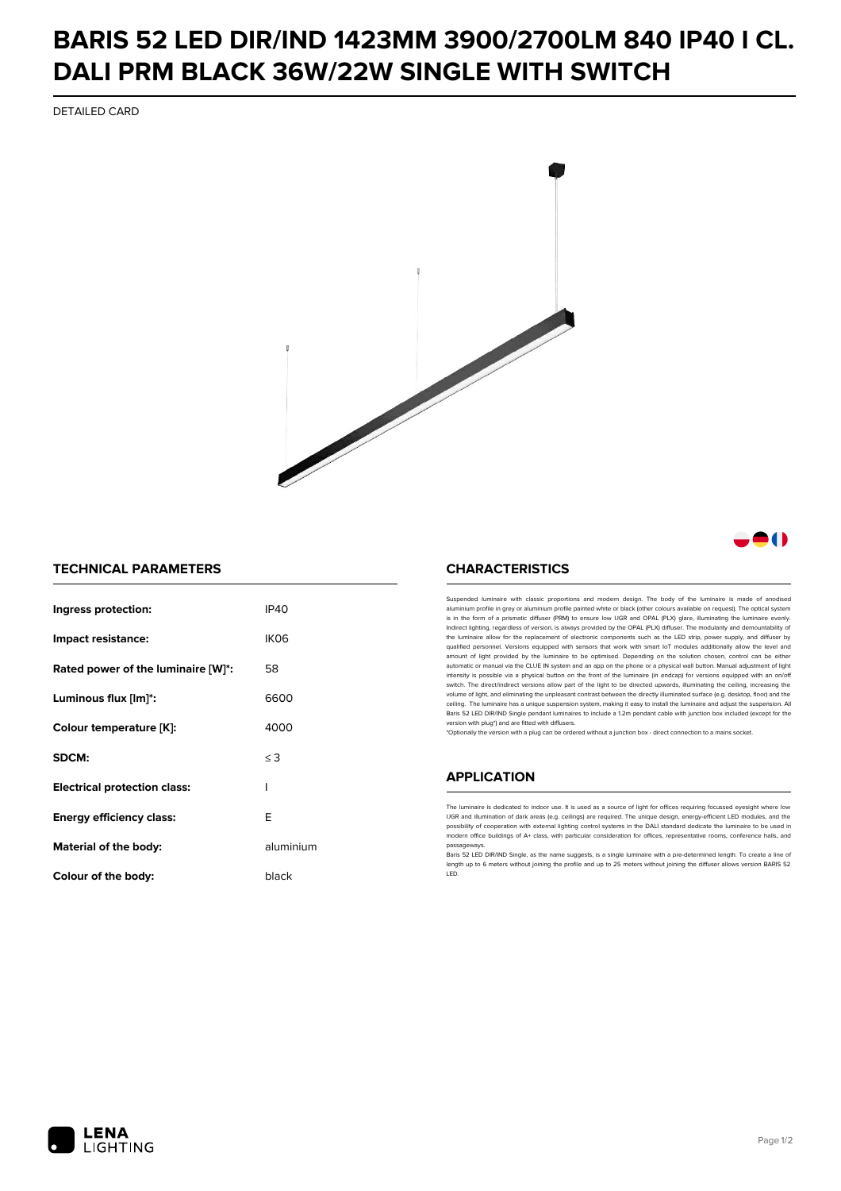# BARIS 52 LED DIR/IND 1423MM 3900/2700LM 840 IP40 I CL. DALI PRM BLACK 36W/22W SINGLE WITH SWITCH

DETAILED CARD

## TECHNICAL PARAMETERS

| | |
|---|---|
| **Ingress protection:** | IP40 |
| **Impact resistance:** | IK06 |
| **Rated power of the luminaire [W]*:** | 58 |
| **Luminous flux [lm]*:** | 6600 |
| **Colour temperature [K]:** | 4000 |
| **SDCM:** | ≤ 3 |
| **Electrical protection class:** | I |
| **Energy efficiency class:** | E |
| **Material of the body:** | aluminium |
| **Colour of the body:** | black |

## CHARACTERISTICS

Suspended luminaire with classic proportions and modern design. The body of the luminaire is made of anodised aluminium profile in grey or aluminium profile painted white or black (other colours available on request). The optical system is in the form of a prismatic diffuser (PRM) to ensure low UGR and OPAL (PLX) glare, illuminating the luminaire evenly. Indirect lighting, regardless of version, is always provided by the OPAL (PLX) diffuser. The modularity and demountability of the luminaire allow for the replacement of electronic components such as the LED strip, power supply, and diffuser by qualified personnel. Versions equipped with sensors that work with smart IoT modules additionally allow the level and amount of light provided by the luminaire to be optimised. Depending on the solution chosen, control can be either automatic or manual via the CLUE IN system and an app on the phone or a physical wall button. Manual adjustment of light intensity is possible via a physical button on the front of the luminaire (in endcap) for versions equipped with an on/off switch. The direct/indirect versions allow part of the light to be directed upwards, illuminating the ceiling, increasing the volume of light, and eliminating the unpleasant contrast between the directly illuminated surface (e.g. desktop, floor) and the ceiling. The luminaire has a unique suspension system, making it easy to install the luminaire and adjust the suspension. All Baris 52 LED DIR/IND Single pendant luminaires to include a 1.2m pendant cable with junction box included (except for the version with plug*) and are fitted with diffusers.

*Optionally the version with a plug can be ordered without a junction box - direct connection to a mains socket.

## APPLICATION

The luminaire is dedicated to indoor use. It is used as a source of light for offices requiring focussed eyesight where low UGR and illumination of dark areas (e.g. ceilings) are required. The unique design, energy-efficient LED modules, and the possibility of cooperation with external lighting control systems in the DALI standard dedicate the luminaire to be used in modern office buildings of A+ class, with particular consideration for offices, representative rooms, conference halls, and passageways.

Baris 52 LED DIR/IND Single, as the name suggests, is a single luminaire with a pre-determined length. To create a line of length up to 6 meters without joining the profile and up to 25 meters without joining the diffuser allows version BARIS 52 LED.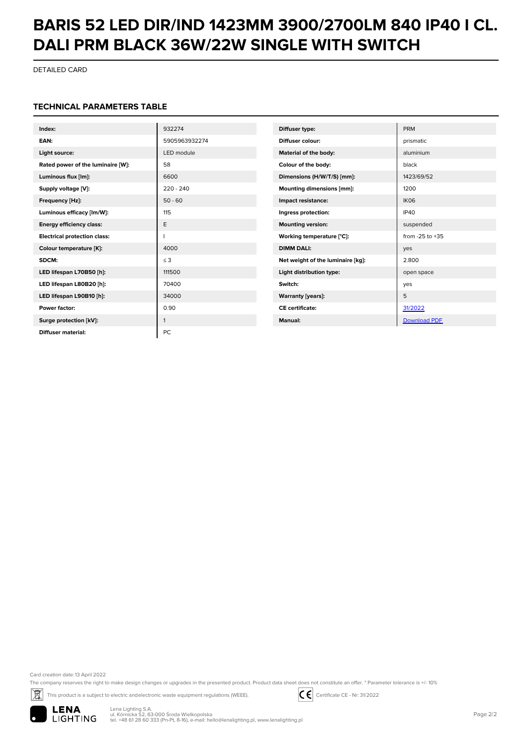# BARIS 52 LED DIR/IND 1423MM 3900/2700LM 840 IP40 I CL. DALI PRM BLACK 36W/22W SINGLE WITH SWITCH

DETAILED CARD

## TECHNICAL PARAMETERS TABLE

| | |
|---|---|
| **Index:** | 932274 |
| **EAN:** | 5905963932274 |
| **Light source:** | LED module |
| **Rated power of the luminaire [W]:** | 58 |
| **Luminous flux [lm]:** | 6600 |
| **Supply voltage [V]:** | 220 - 240 |
| **Frequency [Hz]:** | 50 - 60 |
| **Luminous efficacy [lm/W]:** | 115 |
| **Energy efficiency class:** | E |
| **Electrical protection class:** | I |
| **Colour temperature [K]:** | 4000 |
| **SDCM:** | ≤ 3 |
| **LED lifespan L70B50 [h]:** | 111500 |
| **LED lifespan L80B20 [h]:** | 70400 |
| **LED lifespan L90B10 [h]:** | 34000 |
| **Power factor:** | 0.90 |
| **Surge protection [kV]:** | 1 |
| **Diffuser material:** | PC |
| **Diffuser type:** | PRM |
| **Diffuser colour:** | prismatic |
| **Material of the body:** | aluminium |
| **Colour of the body:** | black |
| **Dimensions (H/W/T/S) [mm]:** | 1423/69/52 |
| **Mounting dimensions [mm]:** | 1200 |
| **Impact resistance:** | IK06 |
| **Ingress protection:** | IP40 |
| **Mounting version:** | suspended |
| **Working temperature [°C]:** | from -25 to +35 |
| **DIMM DALI:** | yes |
| **Net weight of the luminaire [kg]:** | 2.800 |
| **Light distribution type:** | open space |
| **Switch:** | yes |
| **Warranty [years]:** | 5 |
| **CE certificate:** | 31/2022 |
| **Manual:** | Download PDF |

Card creation date: 13 April 2022

The company reserves the right to make design changes or upgrades in the presented product. Product data sheet does not constitute an offer. * Parameter tolerance is +/- 10%

This product is a subject to electric andelectronic waste equipment regulations (WEEE).

Certificate CE - Nr: 31/2022

LENA LIGHTING

Lena Lighting S.A.
ul. Kórnicka 52, 63-000 Środa Wielkopolska
tel. +48 61 28 60 333 (Pn-Pt, 8-16), e-mail: hello@lenalighting.pl, www.lenalighting.pl